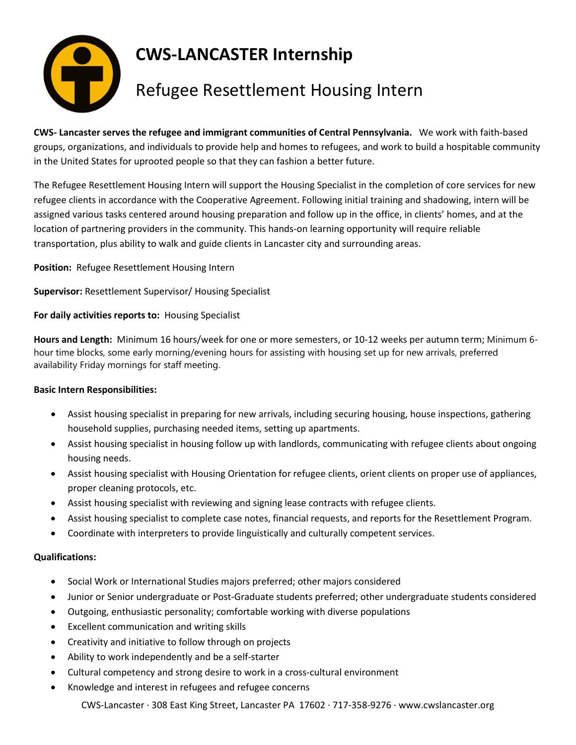# CWS-LANCASTER Internship

## Refugee Resettlement Housing Intern

**CWS- Lancaster serves the refugee and immigrant communities of Central Pennsylvania.** We work with faith-based groups, organizations, and individuals to provide help and homes to refugees, and work to build a hospitable community in the United States for uprooted people so that they can fashion a better future.

The Refugee Resettlement Housing Intern will support the Housing Specialist in the completion of core services for new refugee clients in accordance with the Cooperative Agreement. Following initial training and shadowing, intern will be assigned various tasks centered around housing preparation and follow up in the office, in clients' homes, and at the location of partnering providers in the community. This hands-on learning opportunity will require reliable transportation, plus ability to walk and guide clients in Lancaster city and surrounding areas.

**Position:** Refugee Resettlement Housing Intern

**Supervisor:** Resettlement Supervisor/ Housing Specialist

**For daily activities reports to:** Housing Specialist

**Hours and Length:** Minimum 16 hours/week for one or more semesters, or 10-12 weeks per autumn term; Minimum 6-hour time blocks, some early morning/evening hours for assisting with housing set up for new arrivals, preferred availability Friday mornings for staff meeting.

**Basic Intern Responsibilities:**

- Assist housing specialist in preparing for new arrivals, including securing housing, house inspections, gathering household supplies, purchasing needed items, setting up apartments.
- Assist housing specialist in housing follow up with landlords, communicating with refugee clients about ongoing housing needs.
- Assist housing specialist with Housing Orientation for refugee clients, orient clients on proper use of appliances, proper cleaning protocols, etc.
- Assist housing specialist with reviewing and signing lease contracts with refugee clients.
- Assist housing specialist to complete case notes, financial requests, and reports for the Resettlement Program.
- Coordinate with interpreters to provide linguistically and culturally competent services.

**Qualifications:**

- Social Work or International Studies majors preferred; other majors considered
- Junior or Senior undergraduate or Post-Graduate students preferred; other undergraduate students considered
- Outgoing, enthusiastic personality; comfortable working with diverse populations
- Excellent communication and writing skills
- Creativity and initiative to follow through on projects
- Ability to work independently and be a self-starter
- Cultural competency and strong desire to work in a cross-cultural environment
- Knowledge and interest in refugees and refugee concerns

CWS-Lancaster · 308 East King Street, Lancaster PA 17602 · 717-358-9276 · www.cwslancaster.org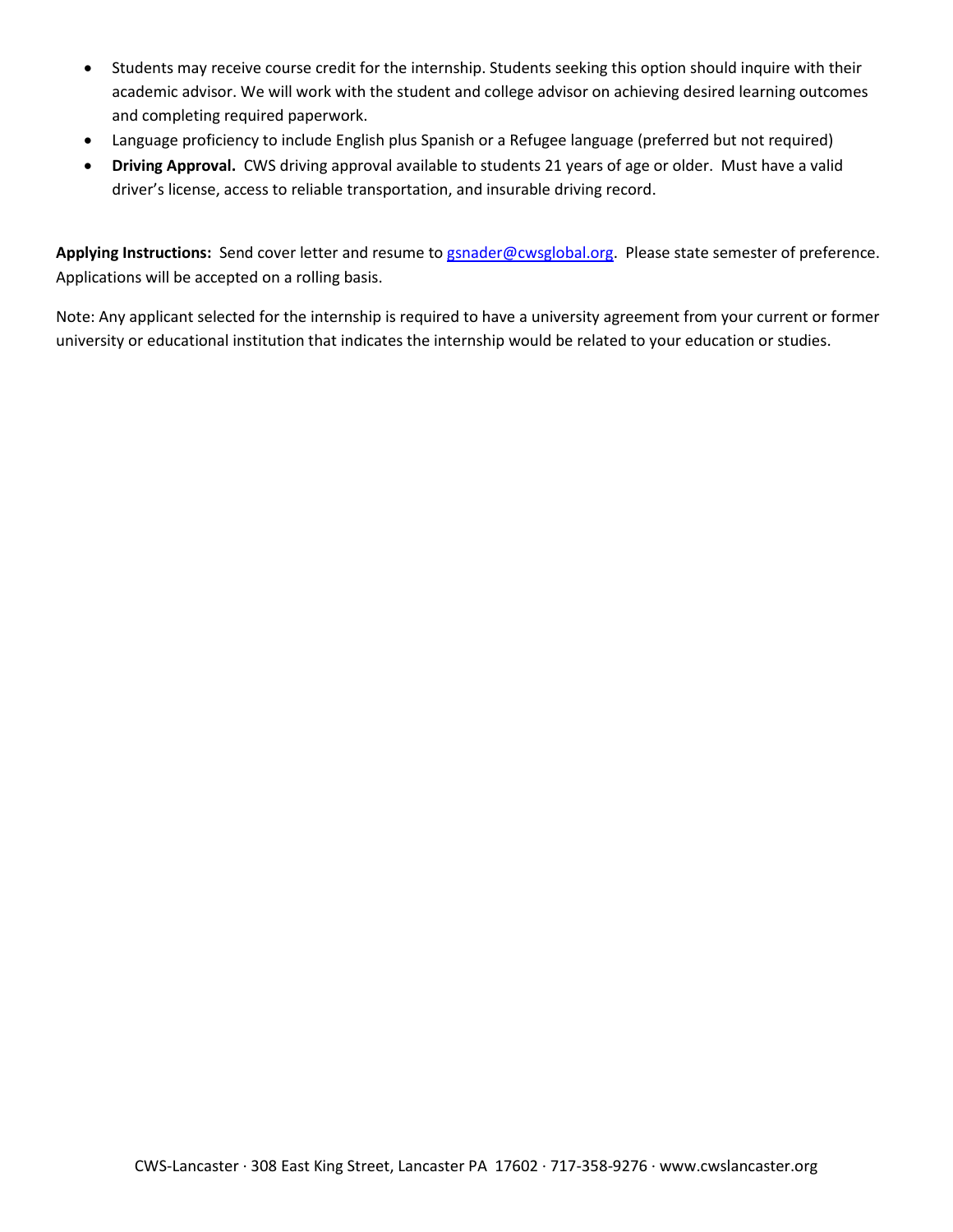- Students may receive course credit for the internship. Students seeking this option should inquire with their academic advisor. We will work with the student and college advisor on achieving desired learning outcomes and completing required paperwork.
- Language proficiency to include English plus Spanish or a Refugee language (preferred but not required)
- **Driving Approval.** CWS driving approval available to students 21 years of age or older. Must have a valid driver's license, access to reliable transportation, and insurable driving record.

**Applying Instructions:** Send cover letter and resume to gsnader@cwsglobal.org. Please state semester of preference. Applications will be accepted on a rolling basis.

Note: Any applicant selected for the internship is required to have a university agreement from your current or former university or educational institution that indicates the internship would be related to your education or studies.

CWS-Lancaster · 308 East King Street, Lancaster PA 17602 · 717-358-9276 · www.cwslancaster.org